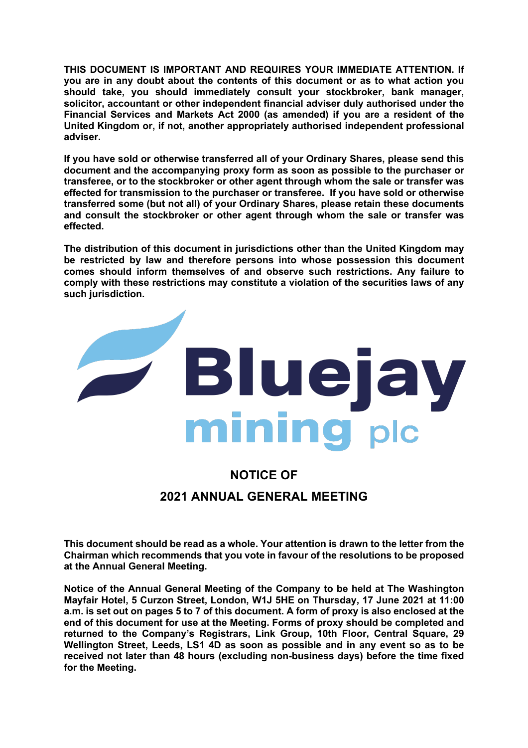**THIS DOCUMENT IS IMPORTANT AND REQUIRES YOUR IMMEDIATE ATTENTION. If you are in any doubt about the contents of this document or as to what action you should take, you should immediately consult your stockbroker, bank manager, solicitor, accountant or other independent financial adviser duly authorised under the Financial Services and Markets Act 2000 (as amended) if you are a resident of the United Kingdom or, if not, another appropriately authorised independent professional adviser.**

**If you have sold or otherwise transferred all of your Ordinary Shares, please send this document and the accompanying proxy form as soon as possible to the purchaser or transferee, or to the stockbroker or other agent through whom the sale or transfer was effected for transmission to the purchaser or transferee. If you have sold or otherwise transferred some (but not all) of your Ordinary Shares, please retain these documents and consult the stockbroker or other agent through whom the sale or transfer was effected.**

**The distribution of this document in jurisdictions other than the United Kingdom may be restricted by law and therefore persons into whose possession this document comes should inform themselves of and observe such restrictions. Any failure to comply with these restrictions may constitute a violation of the securities laws of any such jurisdiction.**

Bluejay mining plc

# NOTICE OF

# 2021 ANNUAL GENERAL MEETING

**This document should be read as a whole. Your attention is drawn to the letter from the Chairman which recommends that you vote in favour of the resolutions to be proposed at the Annual General Meeting.**

**Notice of the Annual General Meeting of the Company to be held at The Washington Mayfair Hotel, 5 Curzon Street, London, W1J 5HE on Thursday, 17 June 2021 at 11:00 a.m. is set out on pages 5 to 7 of this document. A form of proxy is also enclosed at the end of this document for use at the Meeting. Forms of proxy should be completed and returned to the Company's Registrars, Link Group, 10th Floor, Central Square, 29 Wellington Street, Leeds, LS1 4D as soon as possible and in any event so as to be received not later than 48 hours (excluding non-business days) before the time fixed for the Meeting.**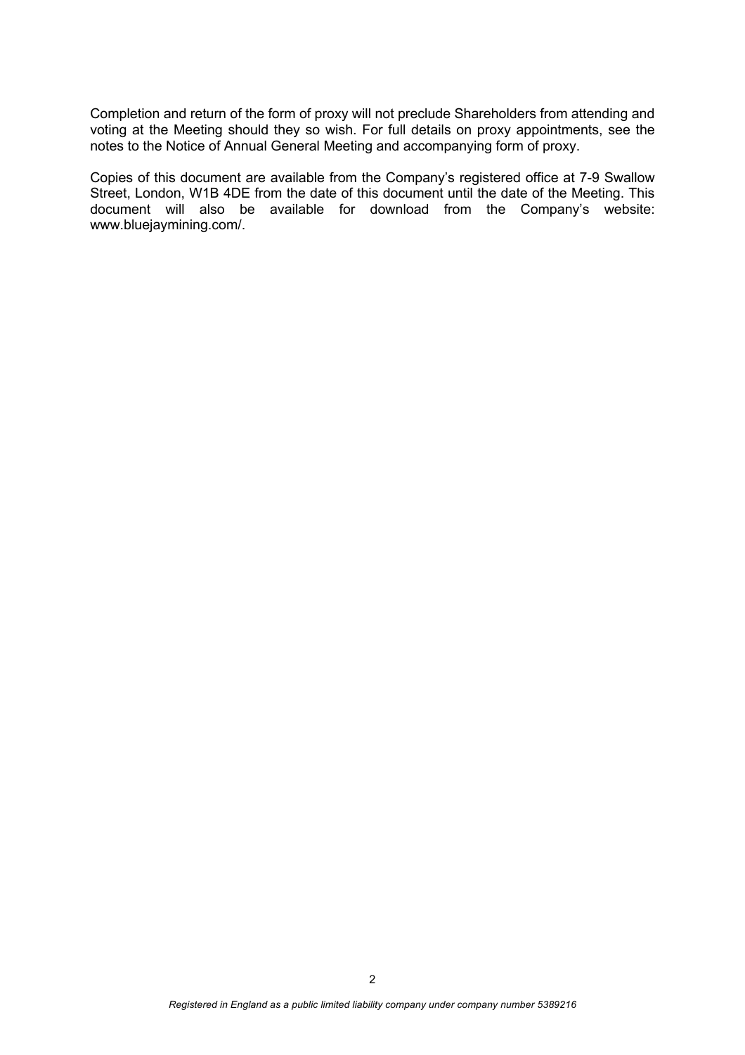Completion and return of the form of proxy will not preclude Shareholders from attending and voting at the Meeting should they so wish. For full details on proxy appointments, see the notes to the Notice of Annual General Meeting and accompanying form of proxy.

Copies of this document are available from the Company's registered office at 7-9 Swallow Street, London, W1B 4DE from the date of this document until the date of the Meeting. This document will also be available for download from the Company's website: www.bluejaymining.com/.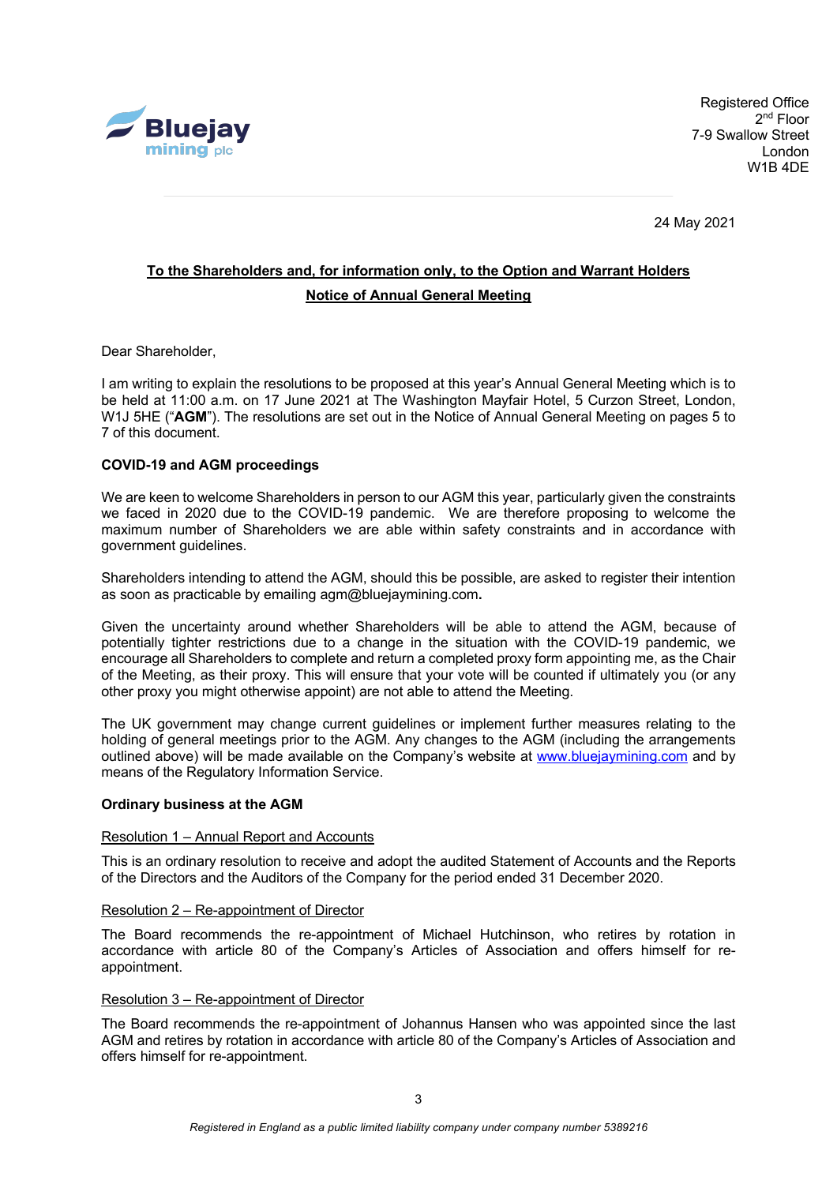Registered Office
2nd Floor
7-9 Swallow Street
London
W1B 4DE

24 May 2021

**To the Shareholders and, for information only, to the Option and Warrant Holders**

**Notice of Annual General Meeting**

Dear Shareholder,

I am writing to explain the resolutions to be proposed at this year's Annual General Meeting which is to be held at 11:00 a.m. on 17 June 2021 at The Washington Mayfair Hotel, 5 Curzon Street, London, W1J 5HE ("**AGM**"). The resolutions are set out in the Notice of Annual General Meeting on pages 5 to 7 of this document.

**COVID-19 and AGM proceedings**

We are keen to welcome Shareholders in person to our AGM this year, particularly given the constraints we faced in 2020 due to the COVID-19 pandemic. We are therefore proposing to welcome the maximum number of Shareholders we are able within safety constraints and in accordance with government guidelines.

Shareholders intending to attend the AGM, should this be possible, are asked to register their intention as soon as practicable by emailing agm@bluejaymining.com.

Given the uncertainty around whether Shareholders will be able to attend the AGM, because of potentially tighter restrictions due to a change in the situation with the COVID-19 pandemic, we encourage all Shareholders to complete and return a completed proxy form appointing me, as the Chair of the Meeting, as their proxy. This will ensure that your vote will be counted if ultimately you (or any other proxy you might otherwise appoint) are not able to attend the Meeting.

The UK government may change current guidelines or implement further measures relating to the holding of general meetings prior to the AGM. Any changes to the AGM (including the arrangements outlined above) will be made available on the Company's website at www.bluejaymining.com and by means of the Regulatory Information Service.

**Ordinary business at the AGM**

Resolution 1 – Annual Report and Accounts

This is an ordinary resolution to receive and adopt the audited Statement of Accounts and the Reports of the Directors and the Auditors of the Company for the period ended 31 December 2020.

Resolution 2 – Re-appointment of Director

The Board recommends the re-appointment of Michael Hutchinson, who retires by rotation in accordance with article 80 of the Company's Articles of Association and offers himself for re-appointment.

Resolution 3 – Re-appointment of Director

The Board recommends the re-appointment of Johannus Hansen who was appointed since the last AGM and retires by rotation in accordance with article 80 of the Company's Articles of Association and offers himself for re-appointment.

*Registered in England as a public limited liability company under company number 5389216*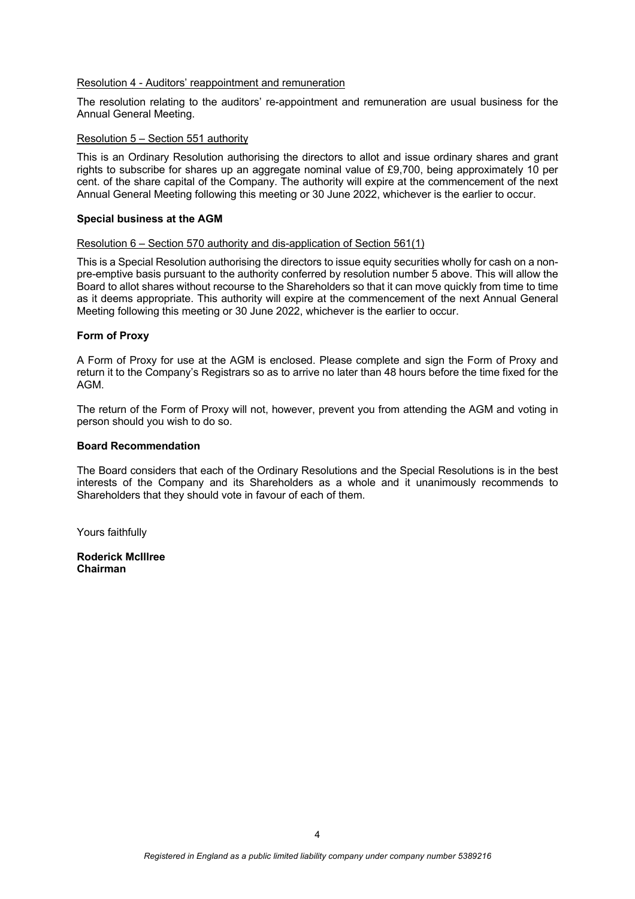Resolution 4 - Auditors' reappointment and remuneration

The resolution relating to the auditors' re-appointment and remuneration are usual business for the Annual General Meeting.

Resolution 5 – Section 551 authority

This is an Ordinary Resolution authorising the directors to allot and issue ordinary shares and grant rights to subscribe for shares up an aggregate nominal value of £9,700, being approximately 10 per cent. of the share capital of the Company. The authority will expire at the commencement of the next Annual General Meeting following this meeting or 30 June 2022, whichever is the earlier to occur.

**Special business at the AGM**

Resolution 6 – Section 570 authority and dis-application of Section 561(1)

This is a Special Resolution authorising the directors to issue equity securities wholly for cash on a non-pre-emptive basis pursuant to the authority conferred by resolution number 5 above. This will allow the Board to allot shares without recourse to the Shareholders so that it can move quickly from time to time as it deems appropriate. This authority will expire at the commencement of the next Annual General Meeting following this meeting or 30 June 2022, whichever is the earlier to occur.

**Form of Proxy**

A Form of Proxy for use at the AGM is enclosed. Please complete and sign the Form of Proxy and return it to the Company's Registrars so as to arrive no later than 48 hours before the time fixed for the AGM.

The return of the Form of Proxy will not, however, prevent you from attending the AGM and voting in person should you wish to do so.

**Board Recommendation**

The Board considers that each of the Ordinary Resolutions and the Special Resolutions is in the best interests of the Company and its Shareholders as a whole and it unanimously recommends to Shareholders that they should vote in favour of each of them.

Yours faithfully

**Roderick McIllree**
**Chairman**

*Registered in England as a public limited liability company under company number 5389216*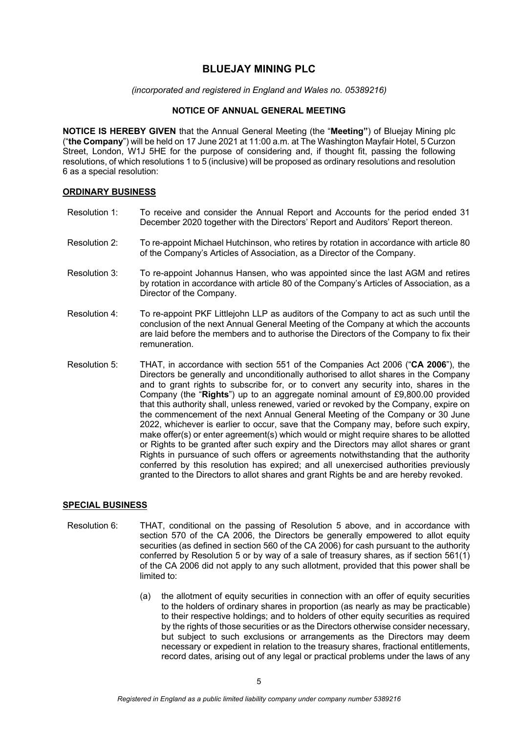# BLUEJAY MINING PLC

*(incorporated and registered in England and Wales no. 05389216)*

## NOTICE OF ANNUAL GENERAL MEETING

**NOTICE IS HEREBY GIVEN** that the Annual General Meeting (the "**Meeting"**) of Bluejay Mining plc ("**the Company**") will be held on 17 June 2021 at 11:00 a.m. at The Washington Mayfair Hotel, 5 Curzon Street, London, W1J 5HE for the purpose of considering and, if thought fit, passing the following resolutions, of which resolutions 1 to 5 (inclusive) will be proposed as ordinary resolutions and resolution 6 as a special resolution:

### ORDINARY BUSINESS

Resolution 1: To receive and consider the Annual Report and Accounts for the period ended 31 December 2020 together with the Directors' Report and Auditors' Report thereon.

Resolution 2: To re-appoint Michael Hutchinson, who retires by rotation in accordance with article 80 of the Company's Articles of Association, as a Director of the Company.

Resolution 3: To re-appoint Johannus Hansen, who was appointed since the last AGM and retires by rotation in accordance with article 80 of the Company's Articles of Association, as a Director of the Company.

Resolution 4: To re-appoint PKF Littlejohn LLP as auditors of the Company to act as such until the conclusion of the next Annual General Meeting of the Company at which the accounts are laid before the members and to authorise the Directors of the Company to fix their remuneration.

Resolution 5: THAT, in accordance with section 551 of the Companies Act 2006 ("**CA 2006**"), the Directors be generally and unconditionally authorised to allot shares in the Company and to grant rights to subscribe for, or to convert any security into, shares in the Company (the "**Rights**") up to an aggregate nominal amount of £9,800.00 provided that this authority shall, unless renewed, varied or revoked by the Company, expire on the commencement of the next Annual General Meeting of the Company or 30 June 2022, whichever is earlier to occur, save that the Company may, before such expiry, make offer(s) or enter agreement(s) which would or might require shares to be allotted or Rights to be granted after such expiry and the Directors may allot shares or grant Rights in pursuance of such offers or agreements notwithstanding that the authority conferred by this resolution has expired; and all unexercised authorities previously granted to the Directors to allot shares and grant Rights be and are hereby revoked.

### SPECIAL BUSINESS

Resolution 6: THAT, conditional on the passing of Resolution 5 above, and in accordance with section 570 of the CA 2006, the Directors be generally empowered to allot equity securities (as defined in section 560 of the CA 2006) for cash pursuant to the authority conferred by Resolution 5 or by way of a sale of treasury shares, as if section 561(1) of the CA 2006 did not apply to any such allotment, provided that this power shall be limited to:

(a) the allotment of equity securities in connection with an offer of equity securities to the holders of ordinary shares in proportion (as nearly as may be practicable) to their respective holdings; and to holders of other equity securities as required by the rights of those securities or as the Directors otherwise consider necessary, but subject to such exclusions or arrangements as the Directors may deem necessary or expedient in relation to the treasury shares, fractional entitlements, record dates, arising out of any legal or practical problems under the laws of any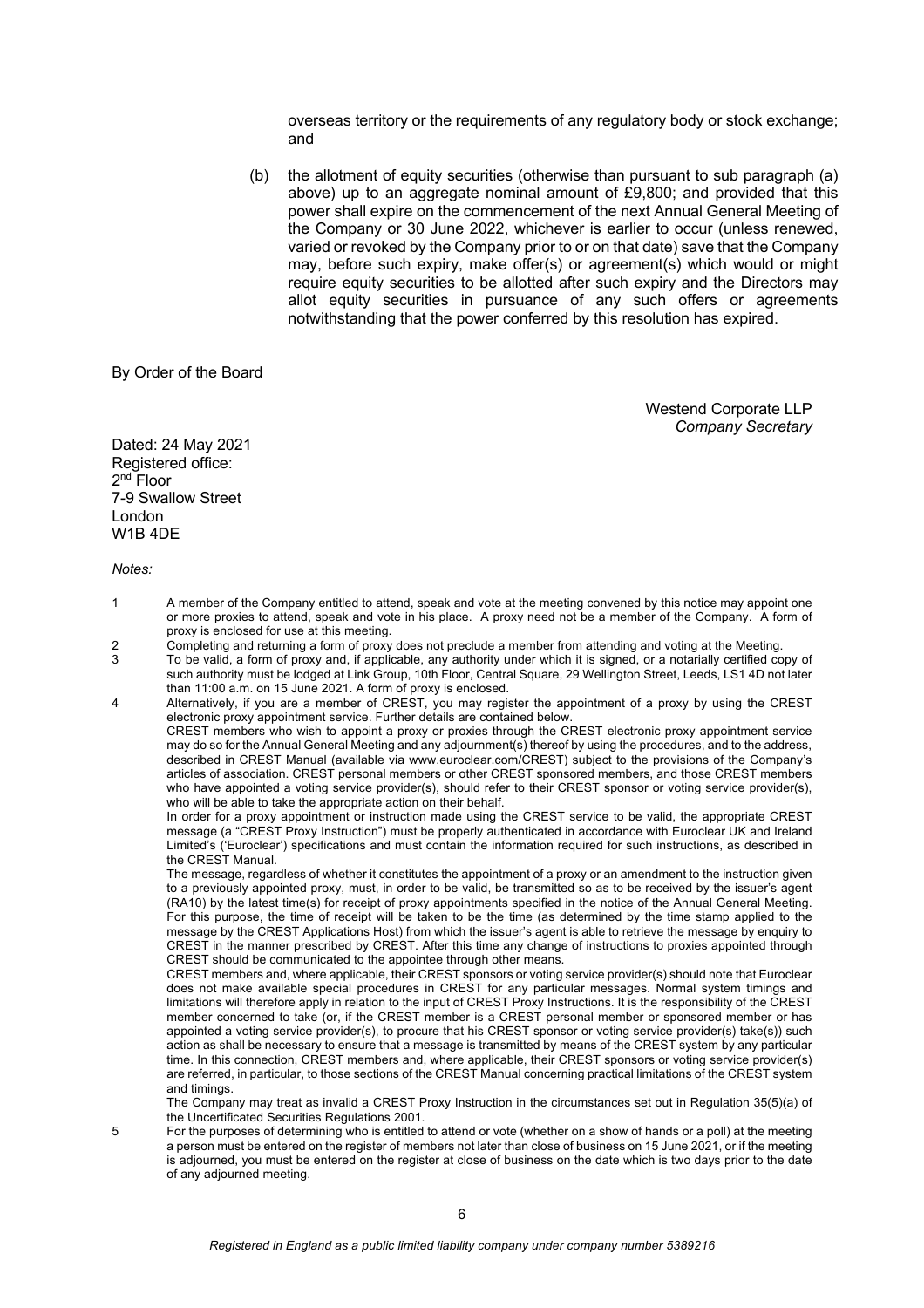overseas territory or the requirements of any regulatory body or stock exchange; and

(b) the allotment of equity securities (otherwise than pursuant to sub paragraph (a) above) up to an aggregate nominal amount of £9,800; and provided that this power shall expire on the commencement of the next Annual General Meeting of the Company or 30 June 2022, whichever is earlier to occur (unless renewed, varied or revoked by the Company prior to or on that date) save that the Company may, before such expiry, make offer(s) or agreement(s) which would or might require equity securities to be allotted after such expiry and the Directors may allot equity securities in pursuance of any such offers or agreements notwithstanding that the power conferred by this resolution has expired.

By Order of the Board

Westend Corporate LLP
*Company Secretary*

Dated: 24 May 2021
Registered office:
2nd Floor
7-9 Swallow Street
London
W1B 4DE

*Notes:*

1 A member of the Company entitled to attend, speak and vote at the meeting convened by this notice may appoint one or more proxies to attend, speak and vote in his place. A proxy need not be a member of the Company. A form of proxy is enclosed for use at this meeting.

2 Completing and returning a form of proxy does not preclude a member from attending and voting at the Meeting.

3 To be valid, a form of proxy and, if applicable, any authority under which it is signed, or a notarially certified copy of such authority must be lodged at Link Group, 10th Floor, Central Square, 29 Wellington Street, Leeds, LS1 4D not later than 11:00 a.m. on 15 June 2021. A form of proxy is enclosed.

4 Alternatively, if you are a member of CREST, you may register the appointment of a proxy by using the CREST electronic proxy appointment service. Further details are contained below.

CREST members who wish to appoint a proxy or proxies through the CREST electronic proxy appointment service may do so for the Annual General Meeting and any adjournment(s) thereof by using the procedures, and to the address, described in CREST Manual (available via www.euroclear.com/CREST) subject to the provisions of the Company's articles of association. CREST personal members or other CREST sponsored members, and those CREST members who have appointed a voting service provider(s), should refer to their CREST sponsor or voting service provider(s), who will be able to take the appropriate action on their behalf.

In order for a proxy appointment or instruction made using the CREST service to be valid, the appropriate CREST message (a "CREST Proxy Instruction") must be properly authenticated in accordance with Euroclear UK and Ireland Limited's ('Euroclear') specifications and must contain the information required for such instructions, as described in the CREST Manual.

The message, regardless of whether it constitutes the appointment of a proxy or an amendment to the instruction given to a previously appointed proxy, must, in order to be valid, be transmitted so as to be received by the issuer's agent (RA10) by the latest time(s) for receipt of proxy appointments specified in the notice of the Annual General Meeting. For this purpose, the time of receipt will be taken to be the time (as determined by the time stamp applied to the message by the CREST Applications Host) from which the issuer's agent is able to retrieve the message by enquiry to CREST in the manner prescribed by CREST. After this time any change of instructions to proxies appointed through CREST should be communicated to the appointee through other means.

CREST members and, where applicable, their CREST sponsors or voting service provider(s) should note that Euroclear does not make available special procedures in CREST for any particular messages. Normal system timings and limitations will therefore apply in relation to the input of CREST Proxy Instructions. It is the responsibility of the CREST member concerned to take (or, if the CREST member is a CREST personal member or sponsored member or has appointed a voting service provider(s), to procure that his CREST sponsor or voting service provider(s) take(s)) such action as shall be necessary to ensure that a message is transmitted by means of the CREST system by any particular time. In this connection, CREST members and, where applicable, their CREST sponsors or voting service provider(s) are referred, in particular, to those sections of the CREST Manual concerning practical limitations of the CREST system and timings.

The Company may treat as invalid a CREST Proxy Instruction in the circumstances set out in Regulation 35(5)(a) of the Uncertificated Securities Regulations 2001.

5 For the purposes of determining who is entitled to attend or vote (whether on a show of hands or a poll) at the meeting a person must be entered on the register of members not later than close of business on 15 June 2021, or if the meeting is adjourned, you must be entered on the register at close of business on the date which is two days prior to the date of any adjourned meeting.

*Registered in England as a public limited liability company under company number 5389216*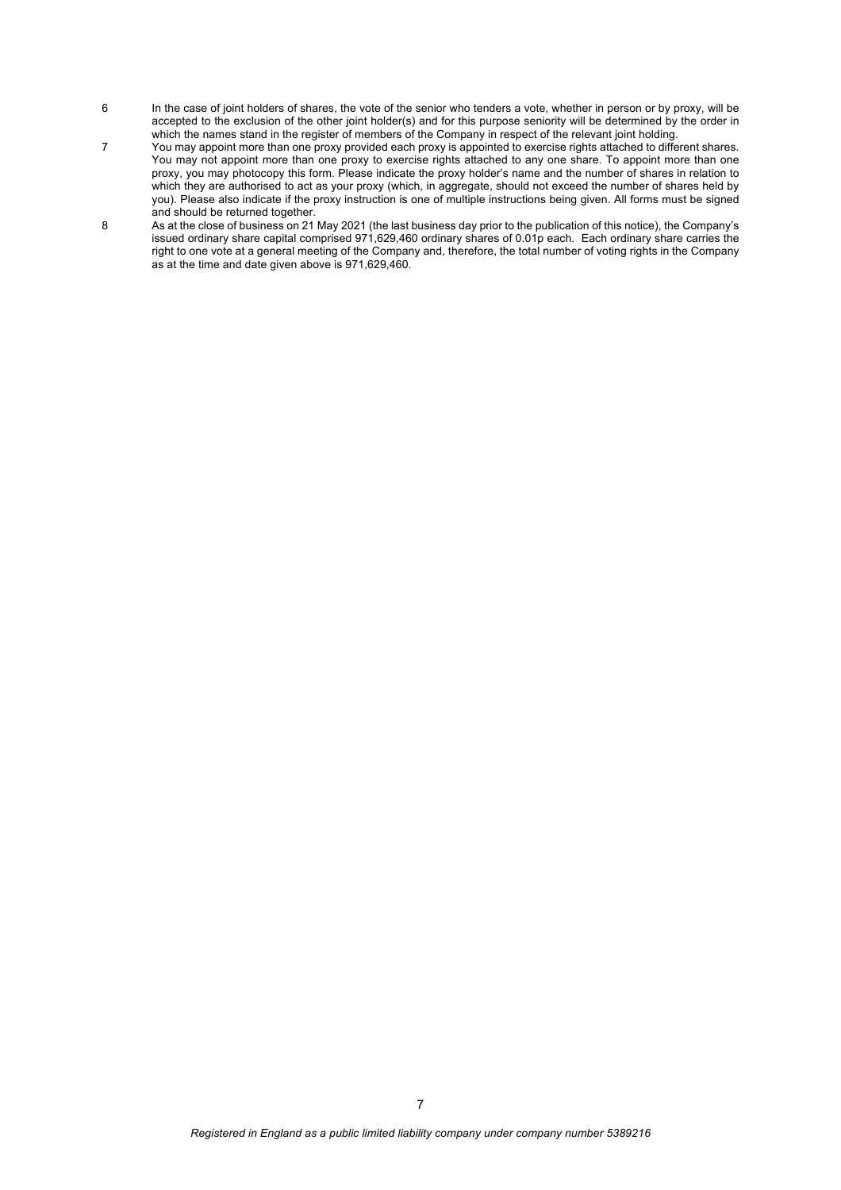6 In the case of joint holders of shares, the vote of the senior who tenders a vote, whether in person or by proxy, will be accepted to the exclusion of the other joint holder(s) and for this purpose seniority will be determined by the order in which the names stand in the register of members of the Company in respect of the relevant joint holding.

7 You may appoint more than one proxy provided each proxy is appointed to exercise rights attached to different shares. You may not appoint more than one proxy to exercise rights attached to any one share. To appoint more than one proxy, you may photocopy this form. Please indicate the proxy holder's name and the number of shares in relation to which they are authorised to act as your proxy (which, in aggregate, should not exceed the number of shares held by you). Please also indicate if the proxy instruction is one of multiple instructions being given. All forms must be signed and should be returned together.

8 As at the close of business on 21 May 2021 (the last business day prior to the publication of this notice), the Company's issued ordinary share capital comprised 971,629,460 ordinary shares of 0.01p each. Each ordinary share carries the right to one vote at a general meeting of the Company and, therefore, the total number of voting rights in the Company as at the time and date given above is 971,629,460.

*Registered in England as a public limited liability company under company number 5389216*